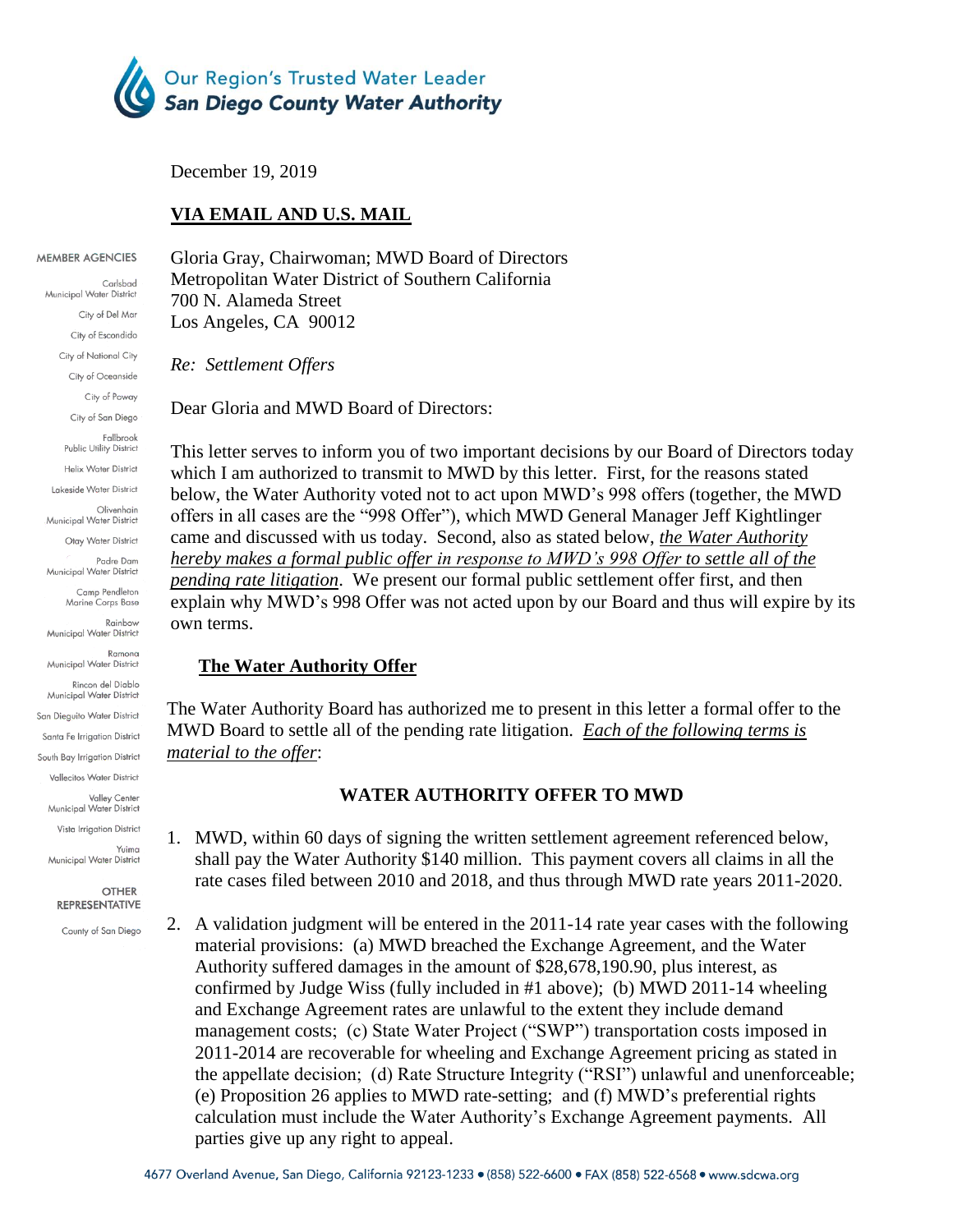Our Region's Trusted Water Leader
**San Diego County Water Authority**

MEMBER AGENCIES

Carlsbad Municipal Water District
City of Del Mar
City of Escondido
City of National City
City of Oceanside
City of Poway
City of San Diego
Fallbrook Public Utility District
Helix Water District
Lakeside Water District
Olivenhain Municipal Water District
Otay Water District
Padre Dam Municipal Water District
Camp Pendleton Marine Corps Base
Rainbow Municipal Water District
Ramona Municipal Water District
Rincon del Diablo Municipal Water District
San Dieguito Water District
Santa Fe Irrigation District
South Bay Irrigation District
Vallecitos Water District
Valley Center Municipal Water District
Vista Irrigation District
Yuima Municipal Water District

OTHER REPRESENTATIVE

County of San Diego

December 19, 2019

**VIA EMAIL AND U.S. MAIL**

Gloria Gray, Chairwoman; MWD Board of Directors
Metropolitan Water District of Southern California
700 N. Alameda Street
Los Angeles, CA 90012

*Re: Settlement Offers*

Dear Gloria and MWD Board of Directors:

This letter serves to inform you of two important decisions by our Board of Directors today which I am authorized to transmit to MWD by this letter. First, for the reasons stated below, the Water Authority voted not to act upon MWD's 998 offers (together, the MWD offers in all cases are the "998 Offer"), which MWD General Manager Jeff Kightlinger came and discussed with us today. Second, also as stated below, *the Water Authority hereby makes a formal public offer in response to MWD's 998 Offer to settle all of the pending rate litigation*. We present our formal public settlement offer first, and then explain why MWD's 998 Offer was not acted upon by our Board and thus will expire by its own terms.

**The Water Authority Offer**

The Water Authority Board has authorized me to present in this letter a formal offer to the MWD Board to settle all of the pending rate litigation. *Each of the following terms is material to the offer*:

**WATER AUTHORITY OFFER TO MWD**

1. MWD, within 60 days of signing the written settlement agreement referenced below, shall pay the Water Authority $140 million. This payment covers all claims in all the rate cases filed between 2010 and 2018, and thus through MWD rate years 2011-2020.

2. A validation judgment will be entered in the 2011-14 rate year cases with the following material provisions: (a) MWD breached the Exchange Agreement, and the Water Authority suffered damages in the amount of $28,678,190.90, plus interest, as confirmed by Judge Wiss (fully included in #1 above); (b) MWD 2011-14 wheeling and Exchange Agreement rates are unlawful to the extent they include demand management costs; (c) State Water Project ("SWP") transportation costs imposed in 2011-2014 are recoverable for wheeling and Exchange Agreement pricing as stated in the appellate decision; (d) Rate Structure Integrity ("RSI") unlawful and unenforceable; (e) Proposition 26 applies to MWD rate-setting; and (f) MWD's preferential rights calculation must include the Water Authority's Exchange Agreement payments. All parties give up any right to appeal.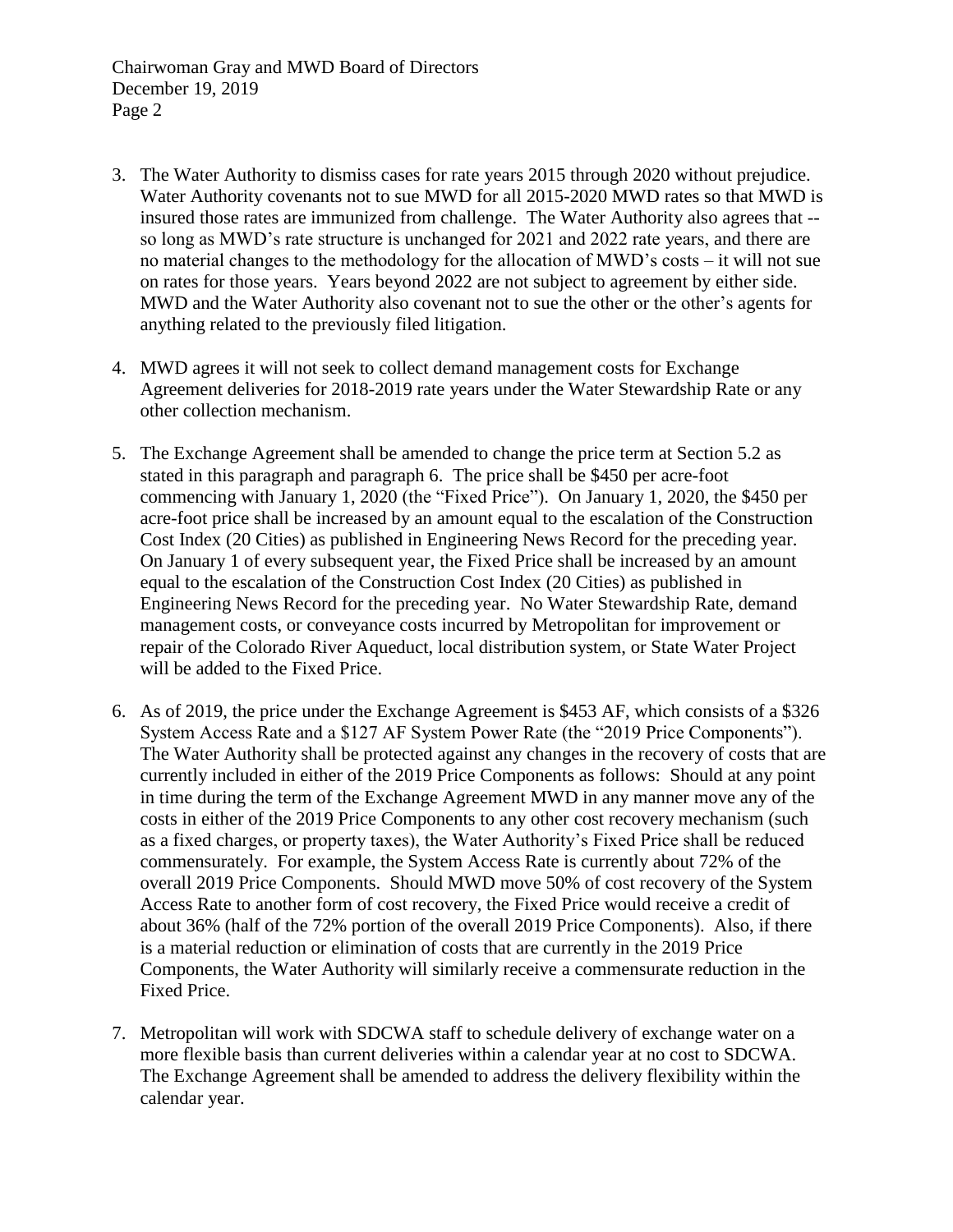3. The Water Authority to dismiss cases for rate years 2015 through 2020 without prejudice. Water Authority covenants not to sue MWD for all 2015-2020 MWD rates so that MWD is insured those rates are immunized from challenge. The Water Authority also agrees that -- so long as MWD's rate structure is unchanged for 2021 and 2022 rate years, and there are no material changes to the methodology for the allocation of MWD's costs – it will not sue on rates for those years. Years beyond 2022 are not subject to agreement by either side. MWD and the Water Authority also covenant not to sue the other or the other's agents for anything related to the previously filed litigation.

4. MWD agrees it will not seek to collect demand management costs for Exchange Agreement deliveries for 2018-2019 rate years under the Water Stewardship Rate or any other collection mechanism.

5. The Exchange Agreement shall be amended to change the price term at Section 5.2 as stated in this paragraph and paragraph 6. The price shall be $450 per acre-foot commencing with January 1, 2020 (the "Fixed Price"). On January 1, 2020, the $450 per acre-foot price shall be increased by an amount equal to the escalation of the Construction Cost Index (20 Cities) as published in Engineering News Record for the preceding year. On January 1 of every subsequent year, the Fixed Price shall be increased by an amount equal to the escalation of the Construction Cost Index (20 Cities) as published in Engineering News Record for the preceding year. No Water Stewardship Rate, demand management costs, or conveyance costs incurred by Metropolitan for improvement or repair of the Colorado River Aqueduct, local distribution system, or State Water Project will be added to the Fixed Price.

6. As of 2019, the price under the Exchange Agreement is $453 AF, which consists of a $326 System Access Rate and a $127 AF System Power Rate (the "2019 Price Components"). The Water Authority shall be protected against any changes in the recovery of costs that are currently included in either of the 2019 Price Components as follows: Should at any point in time during the term of the Exchange Agreement MWD in any manner move any of the costs in either of the 2019 Price Components to any other cost recovery mechanism (such as a fixed charges, or property taxes), the Water Authority's Fixed Price shall be reduced commensurately. For example, the System Access Rate is currently about 72% of the overall 2019 Price Components. Should MWD move 50% of cost recovery of the System Access Rate to another form of cost recovery, the Fixed Price would receive a credit of about 36% (half of the 72% portion of the overall 2019 Price Components). Also, if there is a material reduction or elimination of costs that are currently in the 2019 Price Components, the Water Authority will similarly receive a commensurate reduction in the Fixed Price.

7. Metropolitan will work with SDCWA staff to schedule delivery of exchange water on a more flexible basis than current deliveries within a calendar year at no cost to SDCWA. The Exchange Agreement shall be amended to address the delivery flexibility within the calendar year.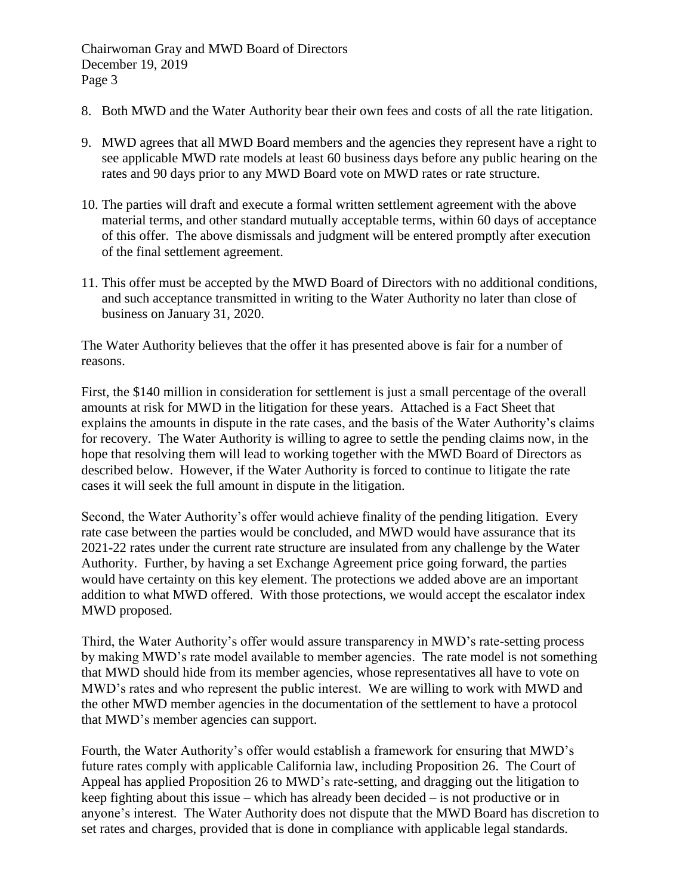8. Both MWD and the Water Authority bear their own fees and costs of all the rate litigation.

9. MWD agrees that all MWD Board members and the agencies they represent have a right to see applicable MWD rate models at least 60 business days before any public hearing on the rates and 90 days prior to any MWD Board vote on MWD rates or rate structure.

10. The parties will draft and execute a formal written settlement agreement with the above material terms, and other standard mutually acceptable terms, within 60 days of acceptance of this offer. The above dismissals and judgment will be entered promptly after execution of the final settlement agreement.

11. This offer must be accepted by the MWD Board of Directors with no additional conditions, and such acceptance transmitted in writing to the Water Authority no later than close of business on January 31, 2020.

The Water Authority believes that the offer it has presented above is fair for a number of reasons.

First, the $140 million in consideration for settlement is just a small percentage of the overall amounts at risk for MWD in the litigation for these years. Attached is a Fact Sheet that explains the amounts in dispute in the rate cases, and the basis of the Water Authority's claims for recovery. The Water Authority is willing to agree to settle the pending claims now, in the hope that resolving them will lead to working together with the MWD Board of Directors as described below. However, if the Water Authority is forced to continue to litigate the rate cases it will seek the full amount in dispute in the litigation.

Second, the Water Authority's offer would achieve finality of the pending litigation. Every rate case between the parties would be concluded, and MWD would have assurance that its 2021-22 rates under the current rate structure are insulated from any challenge by the Water Authority. Further, by having a set Exchange Agreement price going forward, the parties would have certainty on this key element. The protections we added above are an important addition to what MWD offered. With those protections, we would accept the escalator index MWD proposed.

Third, the Water Authority's offer would assure transparency in MWD's rate-setting process by making MWD's rate model available to member agencies. The rate model is not something that MWD should hide from its member agencies, whose representatives all have to vote on MWD's rates and who represent the public interest. We are willing to work with MWD and the other MWD member agencies in the documentation of the settlement to have a protocol that MWD's member agencies can support.

Fourth, the Water Authority's offer would establish a framework for ensuring that MWD's future rates comply with applicable California law, including Proposition 26. The Court of Appeal has applied Proposition 26 to MWD's rate-setting, and dragging out the litigation to keep fighting about this issue – which has already been decided – is not productive or in anyone's interest. The Water Authority does not dispute that the MWD Board has discretion to set rates and charges, provided that is done in compliance with applicable legal standards.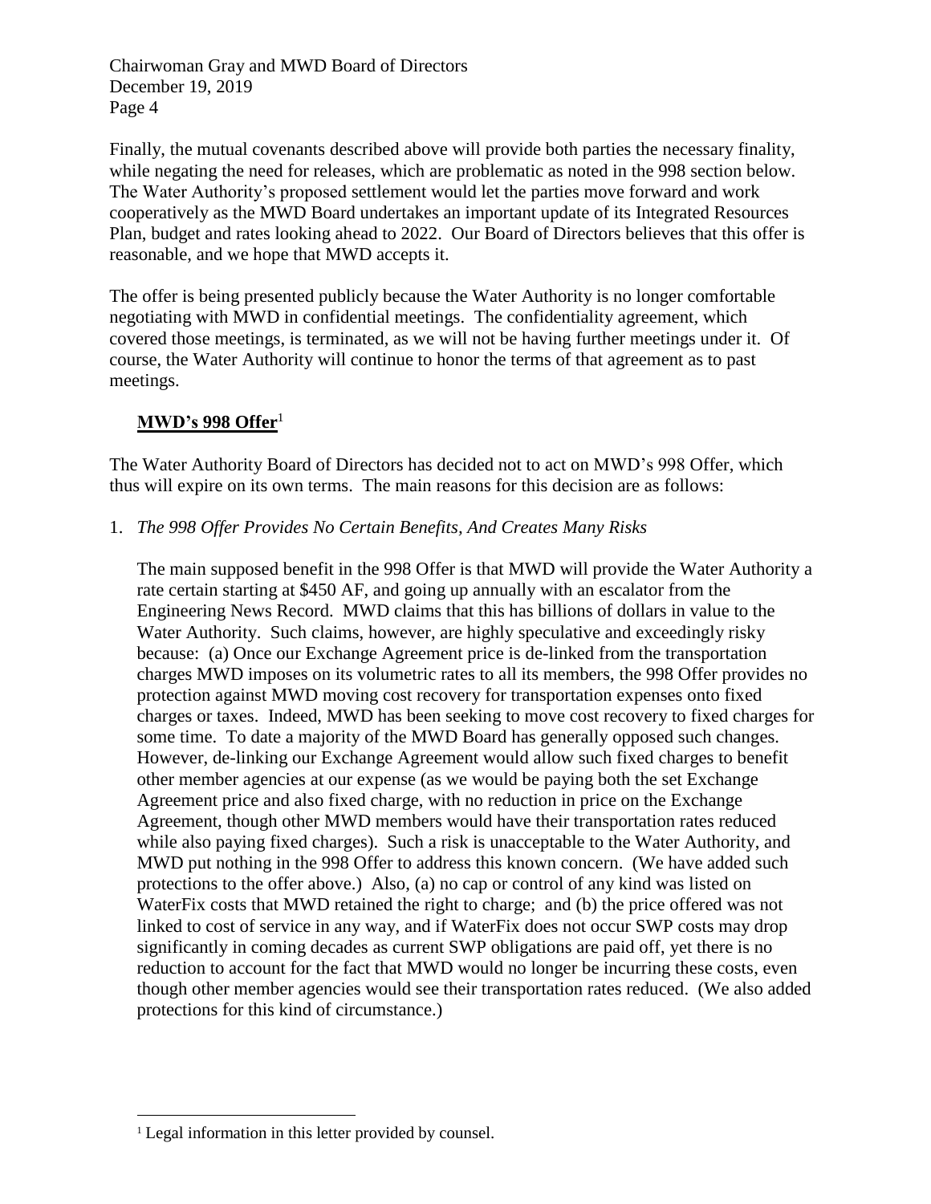Finally, the mutual covenants described above will provide both parties the necessary finality, while negating the need for releases, which are problematic as noted in the 998 section below. The Water Authority's proposed settlement would let the parties move forward and work cooperatively as the MWD Board undertakes an important update of its Integrated Resources Plan, budget and rates looking ahead to 2022. Our Board of Directors believes that this offer is reasonable, and we hope that MWD accepts it.

The offer is being presented publicly because the Water Authority is no longer comfortable negotiating with MWD in confidential meetings. The confidentiality agreement, which covered those meetings, is terminated, as we will not be having further meetings under it. Of course, the Water Authority will continue to honor the terms of that agreement as to past meetings.

## **MWD's 998 Offer**[1]

The Water Authority Board of Directors has decided not to act on MWD's 998 Offer, which thus will expire on its own terms. The main reasons for this decision are as follows:

1. *The 998 Offer Provides No Certain Benefits, And Creates Many Risks*

   The main supposed benefit in the 998 Offer is that MWD will provide the Water Authority a rate certain starting at $450 AF, and going up annually with an escalator from the Engineering News Record. MWD claims that this has billions of dollars in value to the Water Authority. Such claims, however, are highly speculative and exceedingly risky because: (a) Once our Exchange Agreement price is de-linked from the transportation charges MWD imposes on its volumetric rates to all its members, the 998 Offer provides no protection against MWD moving cost recovery for transportation expenses onto fixed charges or taxes. Indeed, MWD has been seeking to move cost recovery to fixed charges for some time. To date a majority of the MWD Board has generally opposed such changes. However, de-linking our Exchange Agreement would allow such fixed charges to benefit other member agencies at our expense (as we would be paying both the set Exchange Agreement price and also fixed charge, with no reduction in price on the Exchange Agreement, though other MWD members would have their transportation rates reduced while also paying fixed charges). Such a risk is unacceptable to the Water Authority, and MWD put nothing in the 998 Offer to address this known concern. (We have added such protections to the offer above.) Also, (a) no cap or control of any kind was listed on WaterFix costs that MWD retained the right to charge; and (b) the price offered was not linked to cost of service in any way, and if WaterFix does not occur SWP costs may drop significantly in coming decades as current SWP obligations are paid off, yet there is no reduction to account for the fact that MWD would no longer be incurring these costs, even though other member agencies would see their transportation rates reduced. (We also added protections for this kind of circumstance.)

---

[1] Legal information in this letter provided by counsel.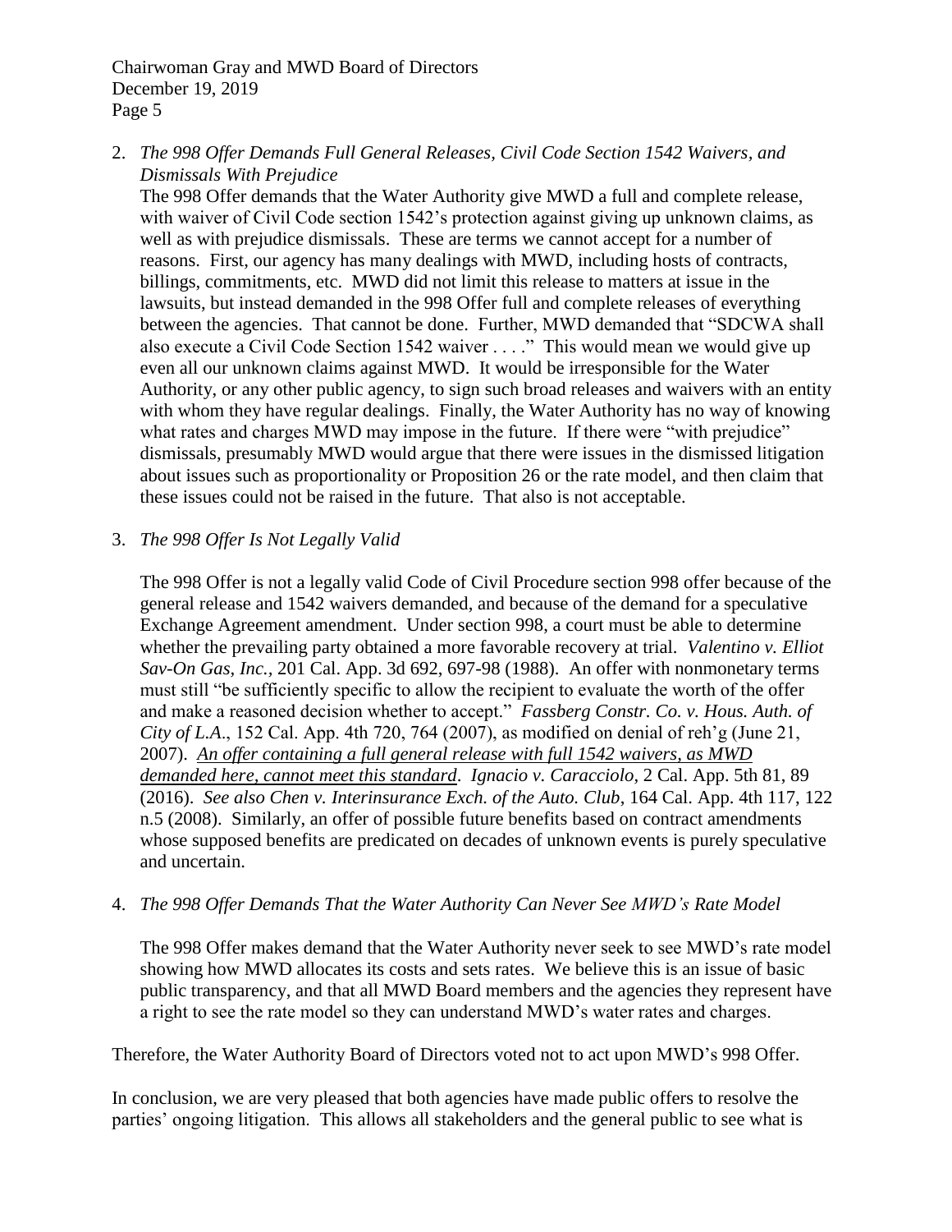2. *The 998 Offer Demands Full General Releases, Civil Code Section 1542 Waivers, and Dismissals With Prejudice*

   The 998 Offer demands that the Water Authority give MWD a full and complete release, with waiver of Civil Code section 1542's protection against giving up unknown claims, as well as with prejudice dismissals. These are terms we cannot accept for a number of reasons. First, our agency has many dealings with MWD, including hosts of contracts, billings, commitments, etc. MWD did not limit this release to matters at issue in the lawsuits, but instead demanded in the 998 Offer full and complete releases of everything between the agencies. That cannot be done. Further, MWD demanded that "SDCWA shall also execute a Civil Code Section 1542 waiver . . . ." This would mean we would give up even all our unknown claims against MWD. It would be irresponsible for the Water Authority, or any other public agency, to sign such broad releases and waivers with an entity with whom they have regular dealings. Finally, the Water Authority has no way of knowing what rates and charges MWD may impose in the future. If there were "with prejudice" dismissals, presumably MWD would argue that there were issues in the dismissed litigation about issues such as proportionality or Proposition 26 or the rate model, and then claim that these issues could not be raised in the future. That also is not acceptable.

3. *The 998 Offer Is Not Legally Valid*

   The 998 Offer is not a legally valid Code of Civil Procedure section 998 offer because of the general release and 1542 waivers demanded, and because of the demand for a speculative Exchange Agreement amendment. Under section 998, a court must be able to determine whether the prevailing party obtained a more favorable recovery at trial. *Valentino v. Elliot Sav-On Gas, Inc.*, 201 Cal. App. 3d 692, 697-98 (1988). An offer with nonmonetary terms must still "be sufficiently specific to allow the recipient to evaluate the worth of the offer and make a reasoned decision whether to accept." *Fassberg Constr. Co. v. Hous. Auth. of City of L.A*., 152 Cal. App. 4th 720, 764 (2007), as modified on denial of reh'g (June 21, 2007). *An offer containing a full general release with full 1542 waivers, as MWD demanded here, cannot meet this standard*. *Ignacio v. Caracciolo*, 2 Cal. App. 5th 81, 89 (2016). *See also Chen v. Interinsurance Exch. of the Auto. Club*, 164 Cal. App. 4th 117, 122 n.5 (2008). Similarly, an offer of possible future benefits based on contract amendments whose supposed benefits are predicated on decades of unknown events is purely speculative and uncertain.

4. *The 998 Offer Demands That the Water Authority Can Never See MWD's Rate Model*

   The 998 Offer makes demand that the Water Authority never seek to see MWD's rate model showing how MWD allocates its costs and sets rates. We believe this is an issue of basic public transparency, and that all MWD Board members and the agencies they represent have a right to see the rate model so they can understand MWD's water rates and charges.

Therefore, the Water Authority Board of Directors voted not to act upon MWD's 998 Offer.

In conclusion, we are very pleased that both agencies have made public offers to resolve the parties' ongoing litigation. This allows all stakeholders and the general public to see what is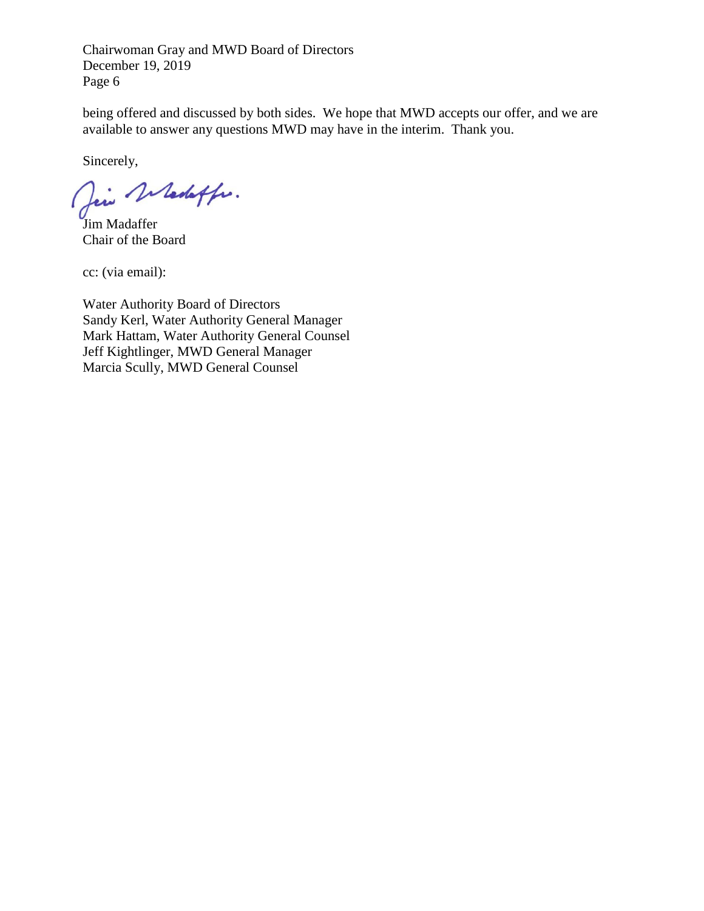being offered and discussed by both sides. We hope that MWD accepts our offer, and we are available to answer any questions MWD may have in the interim. Thank you.

Sincerely,

Jim Madaffer
Chair of the Board

cc: (via email):

Water Authority Board of Directors
Sandy Kerl, Water Authority General Manager
Mark Hattam, Water Authority General Counsel
Jeff Kightlinger, MWD General Manager
Marcia Scully, MWD General Counsel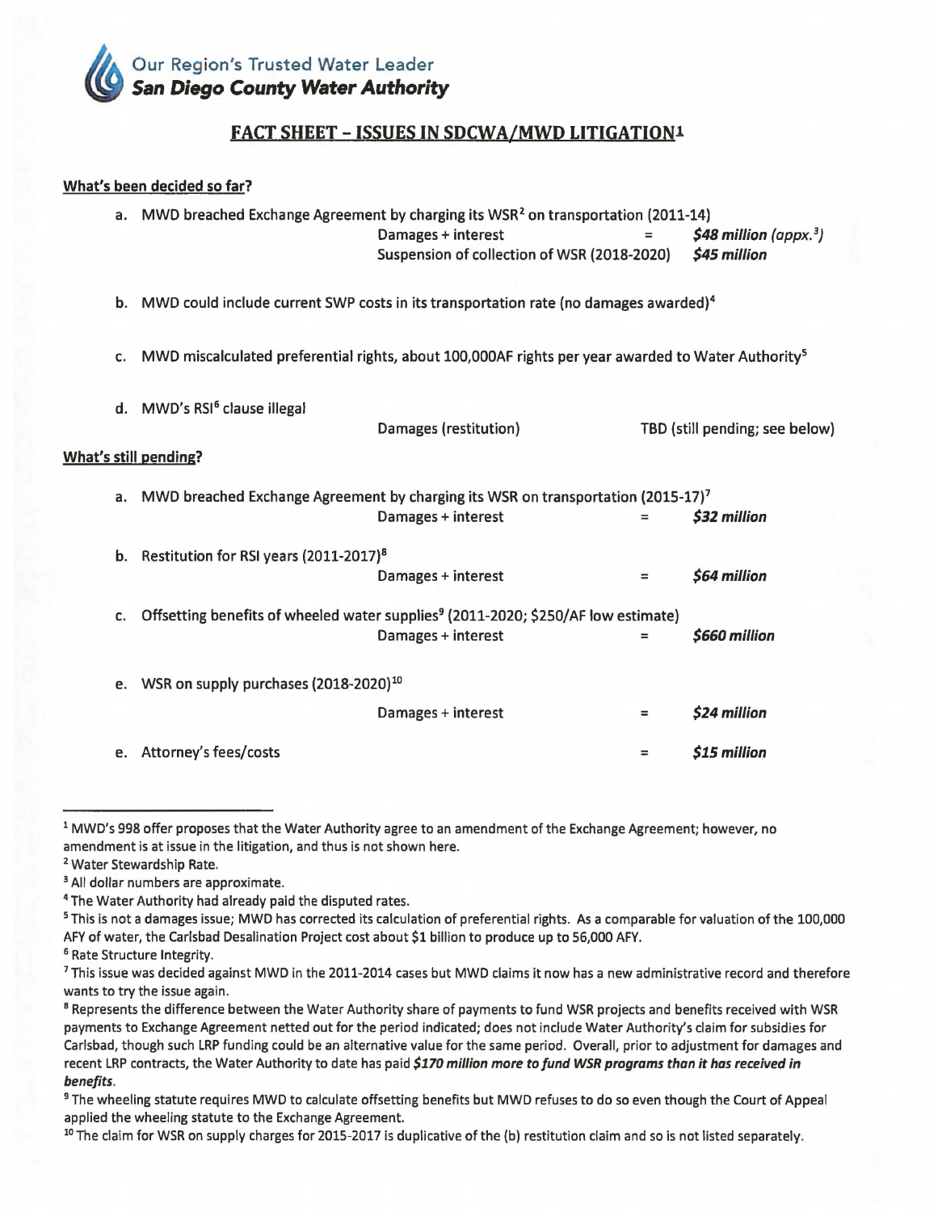Our Region's Trusted Water Leader
***San Diego County Water Authority***

## FACT SHEET – ISSUES IN SDCWA/MWD LITIGATION[1]

**What's been decided so far?**

a. MWD breached Exchange Agreement by charging its WSR[2] on transportation (2011-14)

| | | |
|---|---|---|
| Damages + interest | = | ***$48 million** (appx.[3])* |
| Suspension of collection of WSR (2018-2020) | | ***$45 million*** |

b. MWD could include current SWP costs in its transportation rate (no damages awarded)[4]

c. MWD miscalculated preferential rights, about 100,000AF rights per year awarded to Water Authority[5]

d. MWD's RSI[6] clause illegal

| | |
|---|---|
| Damages (restitution) | TBD (still pending; see below) |

**What's still pending?**

a. MWD breached Exchange Agreement by charging its WSR on transportation (2015-17)[7]

| | | |
|---|---|---|
| Damages + interest | = | ***$32 million*** |

b. Restitution for RSI years (2011-2017)[8]

| | | |
|---|---|---|
| Damages + interest | = | ***$64 million*** |

c. Offsetting benefits of wheeled water supplies[9] (2011-2020; $250/AF low estimate)

| | | |
|---|---|---|
| Damages + interest | = | ***$660 million*** |

e. WSR on supply purchases (2018-2020)[10]

| | | |
|---|---|---|
| Damages + interest | = | ***$24 million*** |

e. Attorney's fees/costs = ***$15 million***

---

[1] MWD's 998 offer proposes that the Water Authority agree to an amendment of the Exchange Agreement; however, no amendment is at issue in the litigation, and thus is not shown here.

[2] Water Stewardship Rate.

[3] All dollar numbers are approximate.

[4] The Water Authority had already paid the disputed rates.

[5] This is not a damages issue; MWD has corrected its calculation of preferential rights. As a comparable for valuation of the 100,000 AFY of water, the Carlsbad Desalination Project cost about $1 billion to produce up to 56,000 AFY.

[6] Rate Structure Integrity.

[7] This issue was decided against MWD in the 2011-2014 cases but MWD claims it now has a new administrative record and therefore wants to try the issue again.

[8] Represents the difference between the Water Authority share of payments to fund WSR projects and benefits received with WSR payments to Exchange Agreement netted out for the period indicated; does not include Water Authority's claim for subsidies for Carlsbad, though such LRP funding could be an alternative value for the same period. Overall, prior to adjustment for damages and recent LRP contracts, the Water Authority to date has paid ***$170 million more to fund WSR programs than it has received in benefits.***

[9] The wheeling statute requires MWD to calculate offsetting benefits but MWD refuses to do so even though the Court of Appeal applied the wheeling statute to the Exchange Agreement.

[10] The claim for WSR on supply charges for 2015-2017 is duplicative of the (b) restitution claim and so is not listed separately.